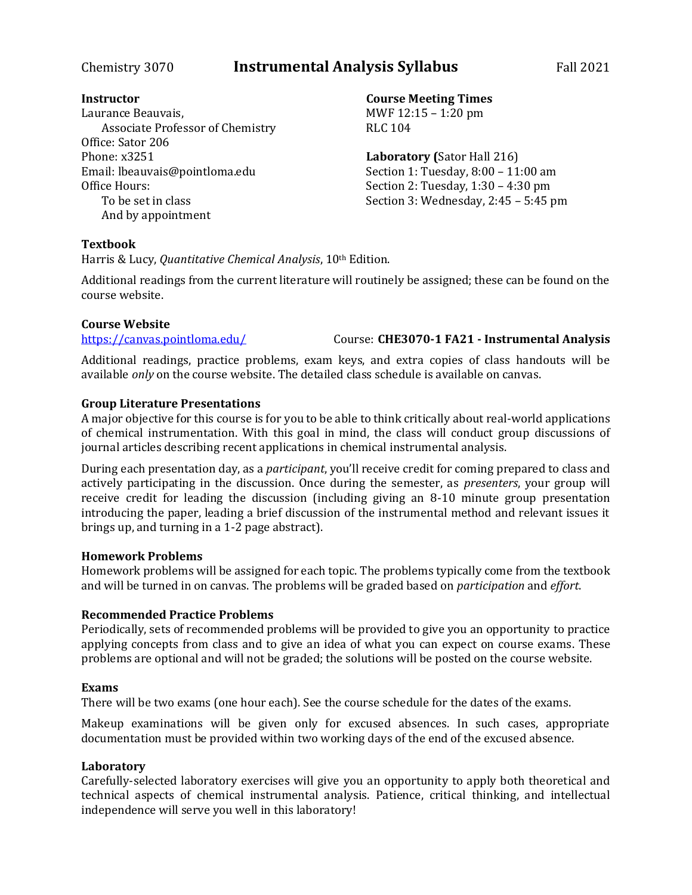Chemistry 3070 **Instrumental Analysis Syllabus** Fall 2021

**Instructor**
Laurance Beauvais,
Associate Professor of Chemistry
Office: Sator 206
Phone: x3251
Email: lbeauvais@pointloma.edu
Office Hours:
To be set in class
And by appointment

**Course Meeting Times**
MWF 12:15 – 1:20 pm
RLC 104

**Laboratory (**Sator Hall 216)
Section 1: Tuesday, 8:00 – 11:00 am
Section 2: Tuesday, 1:30 – 4:30 pm
Section 3: Wednesday, 2:45 – 5:45 pm

**Textbook**
Harris & Lucy, *Quantitative Chemical Analysis*, 10th Edition.

Additional readings from the current literature will routinely be assigned; these can be found on the course website.

**Course Website**
https://canvas.pointloma.edu/ Course: **CHE3070-1 FA21 - Instrumental Analysis**

Additional readings, practice problems, exam keys, and extra copies of class handouts will be available *only* on the course website. The detailed class schedule is available on canvas.

**Group Literature Presentations**
A major objective for this course is for you to be able to think critically about real-world applications of chemical instrumentation. With this goal in mind, the class will conduct group discussions of journal articles describing recent applications in chemical instrumental analysis.

During each presentation day, as a *participant*, you'll receive credit for coming prepared to class and actively participating in the discussion. Once during the semester, as *presenters*, your group will receive credit for leading the discussion (including giving an 8-10 minute group presentation introducing the paper, leading a brief discussion of the instrumental method and relevant issues it brings up, and turning in a 1-2 page abstract).

**Homework Problems**
Homework problems will be assigned for each topic. The problems typically come from the textbook and will be turned in on canvas. The problems will be graded based on *participation* and *effort*.

**Recommended Practice Problems**
Periodically, sets of recommended problems will be provided to give you an opportunity to practice applying concepts from class and to give an idea of what you can expect on course exams. These problems are optional and will not be graded; the solutions will be posted on the course website.

**Exams**
There will be two exams (one hour each). See the course schedule for the dates of the exams.

Makeup examinations will be given only for excused absences. In such cases, appropriate documentation must be provided within two working days of the end of the excused absence.

**Laboratory**
Carefully-selected laboratory exercises will give you an opportunity to apply both theoretical and technical aspects of chemical instrumental analysis. Patience, critical thinking, and intellectual independence will serve you well in this laboratory!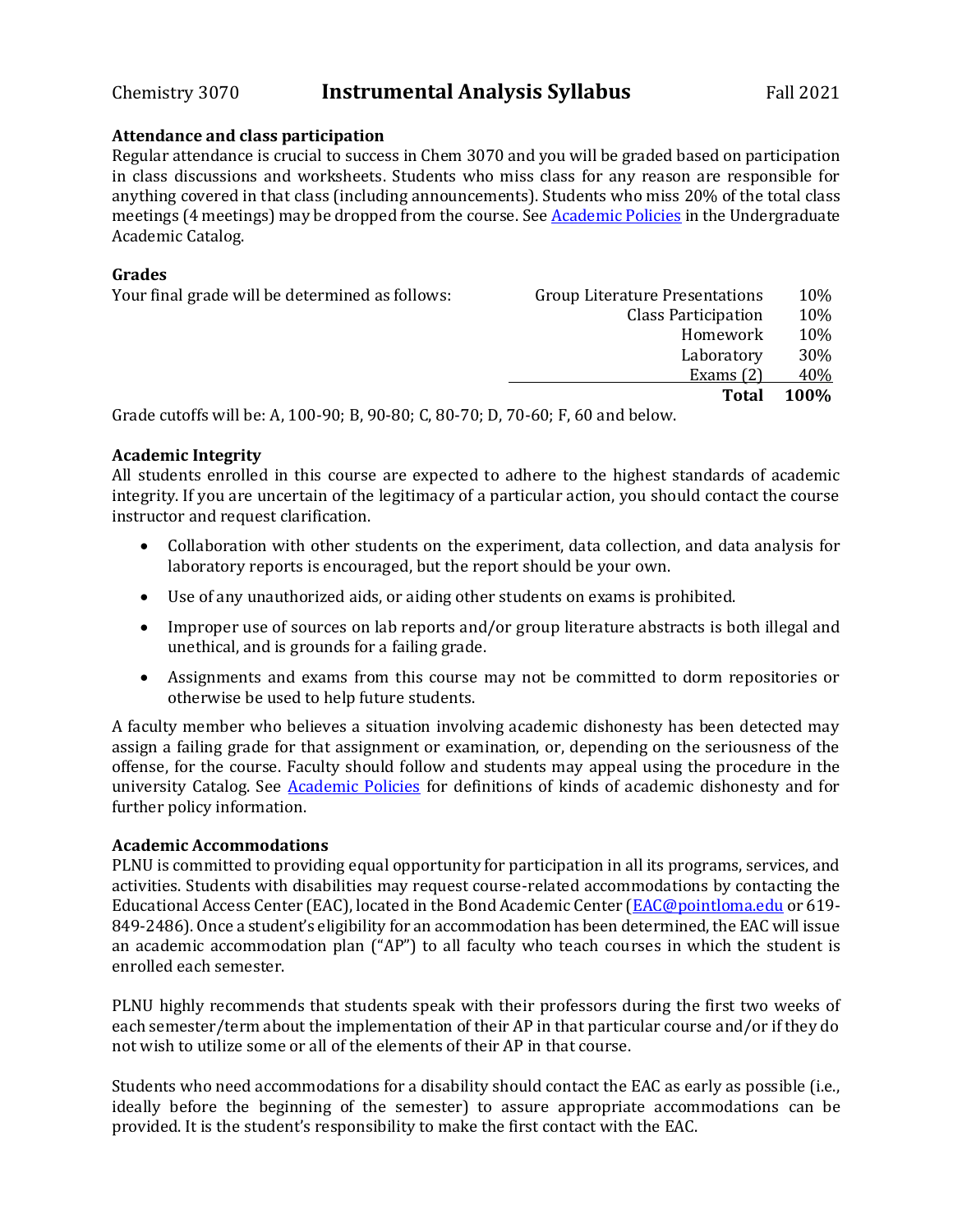## Attendance and class participation

Regular attendance is crucial to success in Chem 3070 and you will be graded based on participation in class discussions and worksheets. Students who miss class for any reason are responsible for anything covered in that class (including announcements). Students who miss 20% of the total class meetings (4 meetings) may be dropped from the course. See [Academic Policies] in the Undergraduate Academic Catalog.

## Grades

Your final grade will be determined as follows:

| Component | Weight |
|---|---|
| Group Literature Presentations | 10% |
| Class Participation | 10% |
| Homework | 10% |
| Laboratory | 30% |
| Exams (2) | 40% |
| **Total** | **100%** |

Grade cutoffs will be: A, 100-90; B, 90-80; C, 80-70; D, 70-60; F, 60 and below.

## Academic Integrity

All students enrolled in this course are expected to adhere to the highest standards of academic integrity. If you are uncertain of the legitimacy of a particular action, you should contact the course instructor and request clarification.

- Collaboration with other students on the experiment, data collection, and data analysis for laboratory reports is encouraged, but the report should be your own.
- Use of any unauthorized aids, or aiding other students on exams is prohibited.
- Improper use of sources on lab reports and/or group literature abstracts is both illegal and unethical, and is grounds for a failing grade.
- Assignments and exams from this course may not be committed to dorm repositories or otherwise be used to help future students.

A faculty member who believes a situation involving academic dishonesty has been detected may assign a failing grade for that assignment or examination, or, depending on the seriousness of the offense, for the course. Faculty should follow and students may appeal using the procedure in the university Catalog. See [Academic Policies] for definitions of kinds of academic dishonesty and for further policy information.

## Academic Accommodations

PLNU is committed to providing equal opportunity for participation in all its programs, services, and activities. Students with disabilities may request course-related accommodations by contacting the Educational Access Center (EAC), located in the Bond Academic Center (EAC@pointloma.edu or 619-849-2486). Once a student's eligibility for an accommodation has been determined, the EAC will issue an academic accommodation plan ("AP") to all faculty who teach courses in which the student is enrolled each semester.

PLNU highly recommends that students speak with their professors during the first two weeks of each semester/term about the implementation of their AP in that particular course and/or if they do not wish to utilize some or all of the elements of their AP in that course.

Students who need accommodations for a disability should contact the EAC as early as possible (i.e., ideally before the beginning of the semester) to assure appropriate accommodations can be provided. It is the student's responsibility to make the first contact with the EAC.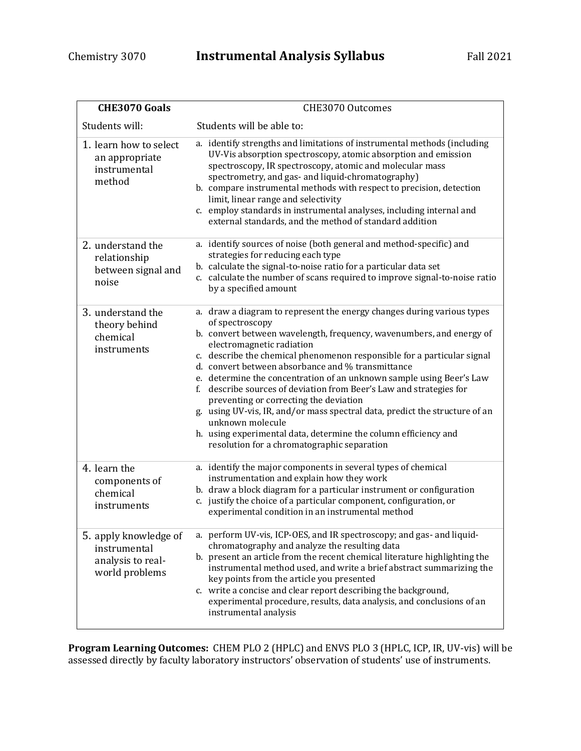Chemistry 3070 **Instrumental Analysis Syllabus** Fall 2021

| **CHE3070 Goals** | CHE3070 Outcomes |
|---|---|
| Students will: | Students will be able to: |
| 1. learn how to select an appropriate instrumental method | a. identify strengths and limitations of instrumental methods (including UV-Vis absorption spectroscopy, atomic absorption and emission spectroscopy, IR spectroscopy, atomic and molecular mass spectrometry, and gas- and liquid-chromatography)<br>b. compare instrumental methods with respect to precision, detection limit, linear range and selectivity<br>c. employ standards in instrumental analyses, including internal and external standards, and the method of standard addition |
| 2. understand the relationship between signal and noise | a. identify sources of noise (both general and method-specific) and strategies for reducing each type<br>b. calculate the signal-to-noise ratio for a particular data set<br>c. calculate the number of scans required to improve signal-to-noise ratio by a specified amount |
| 3. understand the theory behind chemical instruments | a. draw a diagram to represent the energy changes during various types of spectroscopy<br>b. convert between wavelength, frequency, wavenumbers, and energy of electromagnetic radiation<br>c. describe the chemical phenomenon responsible for a particular signal<br>d. convert between absorbance and % transmittance<br>e. determine the concentration of an unknown sample using Beer's Law<br>f. describe sources of deviation from Beer's Law and strategies for preventing or correcting the deviation<br>g. using UV-vis, IR, and/or mass spectral data, predict the structure of an unknown molecule<br>h. using experimental data, determine the column efficiency and resolution for a chromatographic separation |
| 4. learn the components of chemical instruments | a. identify the major components in several types of chemical instrumentation and explain how they work<br>b. draw a block diagram for a particular instrument or configuration<br>c. justify the choice of a particular component, configuration, or experimental condition in an instrumental method |
| 5. apply knowledge of instrumental analysis to real-world problems | a. perform UV-vis, ICP-OES, and IR spectroscopy; and gas- and liquid-chromatography and analyze the resulting data<br>b. present an article from the recent chemical literature highlighting the instrumental method used, and write a brief abstract summarizing the key points from the article you presented<br>c. write a concise and clear report describing the background, experimental procedure, results, data analysis, and conclusions of an instrumental analysis |

**Program Learning Outcomes:** CHEM PLO 2 (HPLC) and ENVS PLO 3 (HPLC, ICP, IR, UV-vis) will be assessed directly by faculty laboratory instructors' observation of students' use of instruments.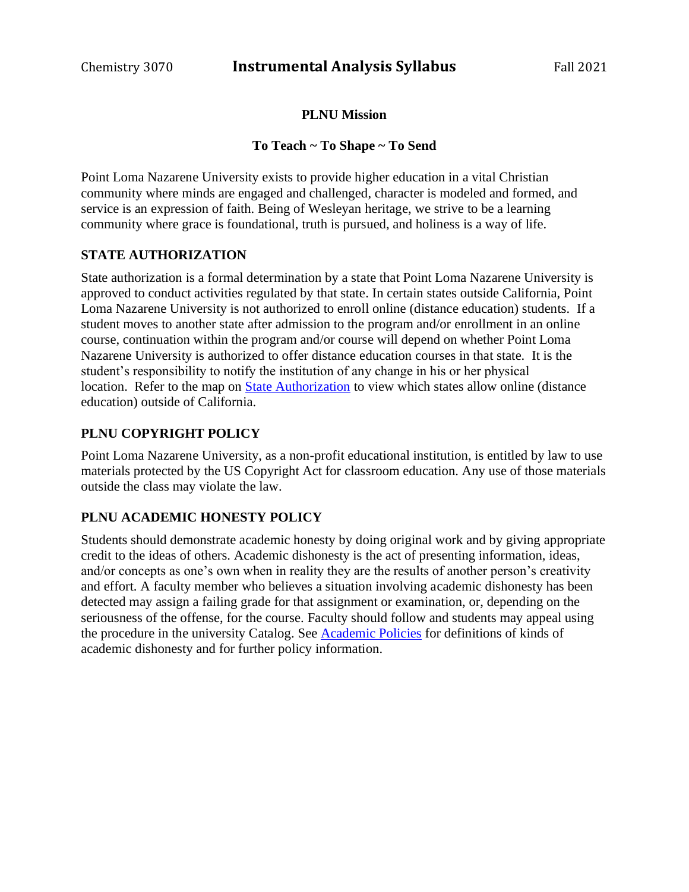Chemistry 3070 **Instrumental Analysis Syllabus** Fall 2021

**PLNU Mission**

**To Teach ~ To Shape ~ To Send**

Point Loma Nazarene University exists to provide higher education in a vital Christian community where minds are engaged and challenged, character is modeled and formed, and service is an expression of faith. Being of Wesleyan heritage, we strive to be a learning community where grace is foundational, truth is pursued, and holiness is a way of life.

## STATE AUTHORIZATION

State authorization is a formal determination by a state that Point Loma Nazarene University is approved to conduct activities regulated by that state. In certain states outside California, Point Loma Nazarene University is not authorized to enroll online (distance education) students. If a student moves to another state after admission to the program and/or enrollment in an online course, continuation within the program and/or course will depend on whether Point Loma Nazarene University is authorized to offer distance education courses in that state. It is the student's responsibility to notify the institution of any change in his or her physical location. Refer to the map on State Authorization to view which states allow online (distance education) outside of California.

## PLNU COPYRIGHT POLICY

Point Loma Nazarene University, as a non-profit educational institution, is entitled by law to use materials protected by the US Copyright Act for classroom education. Any use of those materials outside the class may violate the law.

## PLNU ACADEMIC HONESTY POLICY

Students should demonstrate academic honesty by doing original work and by giving appropriate credit to the ideas of others. Academic dishonesty is the act of presenting information, ideas, and/or concepts as one's own when in reality they are the results of another person's creativity and effort. A faculty member who believes a situation involving academic dishonesty has been detected may assign a failing grade for that assignment or examination, or, depending on the seriousness of the offense, for the course. Faculty should follow and students may appeal using the procedure in the university Catalog. See Academic Policies for definitions of kinds of academic dishonesty and for further policy information.